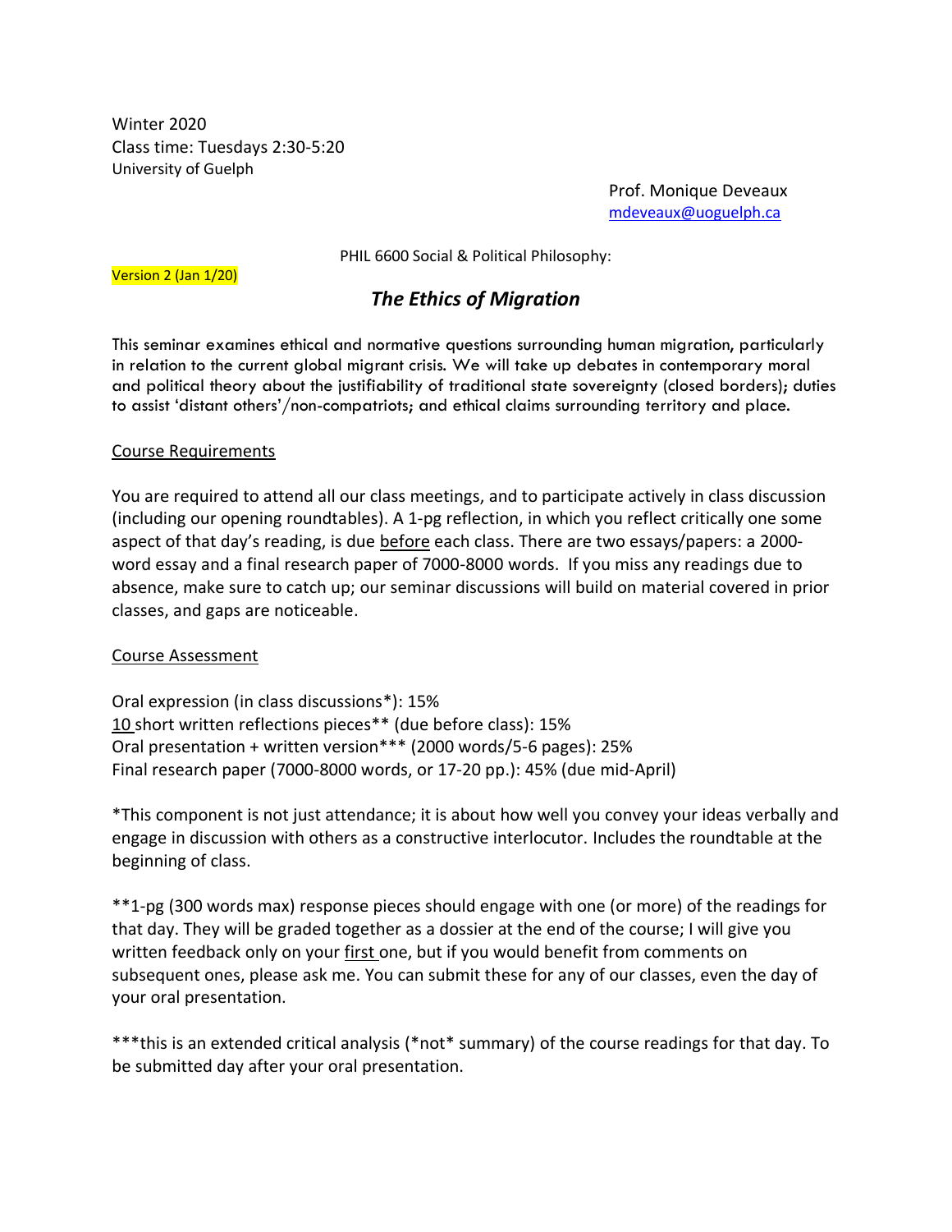Winter 2020
Class time: Tuesdays 2:30-5:20
University of Guelph

Prof. Monique Deveaux
mdeveaux@uoguelph.ca

PHIL 6600 Social & Political Philosophy:

Version 2 (Jan 1/20)

# *The Ethics of Migration*

This seminar examines ethical and normative questions surrounding human migration, particularly in relation to the current global migrant crisis. We will take up debates in contemporary moral and political theory about the justifiability of traditional state sovereignty (closed borders); duties to assist 'distant others'/non-compatriots; and ethical claims surrounding territory and place.

## Course Requirements

You are required to attend all our class meetings, and to participate actively in class discussion (including our opening roundtables). A 1-pg reflection, in which you reflect critically one some aspect of that day's reading, is due before each class. There are two essays/papers: a 2000-word essay and a final research paper of 7000-8000 words. If you miss any readings due to absence, make sure to catch up; our seminar discussions will build on material covered in prior classes, and gaps are noticeable.

## Course Assessment

Oral expression (in class discussions*): 15%
10 short written reflections pieces** (due before class): 15%
Oral presentation + written version*** (2000 words/5-6 pages): 25%
Final research paper (7000-8000 words, or 17-20 pp.): 45% (due mid-April)

*This component is not just attendance; it is about how well you convey your ideas verbally and engage in discussion with others as a constructive interlocutor. Includes the roundtable at the beginning of class.

**1-pg (300 words max) response pieces should engage with one (or more) of the readings for that day. They will be graded together as a dossier at the end of the course; I will give you written feedback only on your first one, but if you would benefit from comments on subsequent ones, please ask me. You can submit these for any of our classes, even the day of your oral presentation.

***this is an extended critical analysis (*not* summary) of the course readings for that day. To be submitted day after your oral presentation.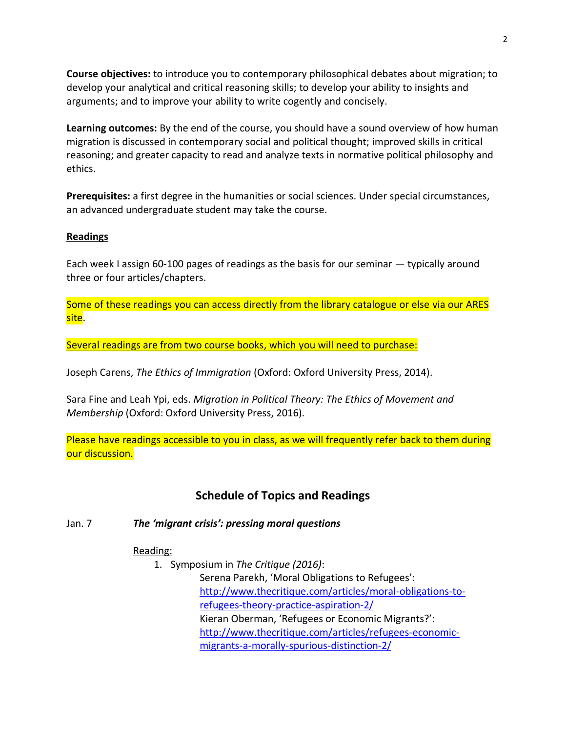**Course objectives:** to introduce you to contemporary philosophical debates about migration; to develop your analytical and critical reasoning skills; to develop your ability to insights and arguments; and to improve your ability to write cogently and concisely.

**Learning outcomes:** By the end of the course, you should have a sound overview of how human migration is discussed in contemporary social and political thought; improved skills in critical reasoning; and greater capacity to read and analyze texts in normative political philosophy and ethics.

**Prerequisites:** a first degree in the humanities or social sciences. Under special circumstances, an advanced undergraduate student may take the course.

## Readings

Each week I assign 60-100 pages of readings as the basis for our seminar — typically around three or four articles/chapters.

Some of these readings you can access directly from the library catalogue or else via our ARES site.

Several readings are from two course books, which you will need to purchase:

Joseph Carens, *The Ethics of Immigration* (Oxford: Oxford University Press, 2014).

Sara Fine and Leah Ypi, eds. *Migration in Political Theory: The Ethics of Movement and Membership* (Oxford: Oxford University Press, 2016).

Please have readings accessible to you in class, as we will frequently refer back to them during our discussion.

## Schedule of Topics and Readings

Jan. 7 ***The 'migrant crisis': pressing moral questions***

Reading:

1. Symposium in *The Critique (2016)*:
   Serena Parekh, 'Moral Obligations to Refugees': http://www.thecritique.com/articles/moral-obligations-to-refugees-theory-practice-aspiration-2/
   Kieran Oberman, 'Refugees or Economic Migrants?': http://www.thecritique.com/articles/refugees-economic-migrants-a-morally-spurious-distinction-2/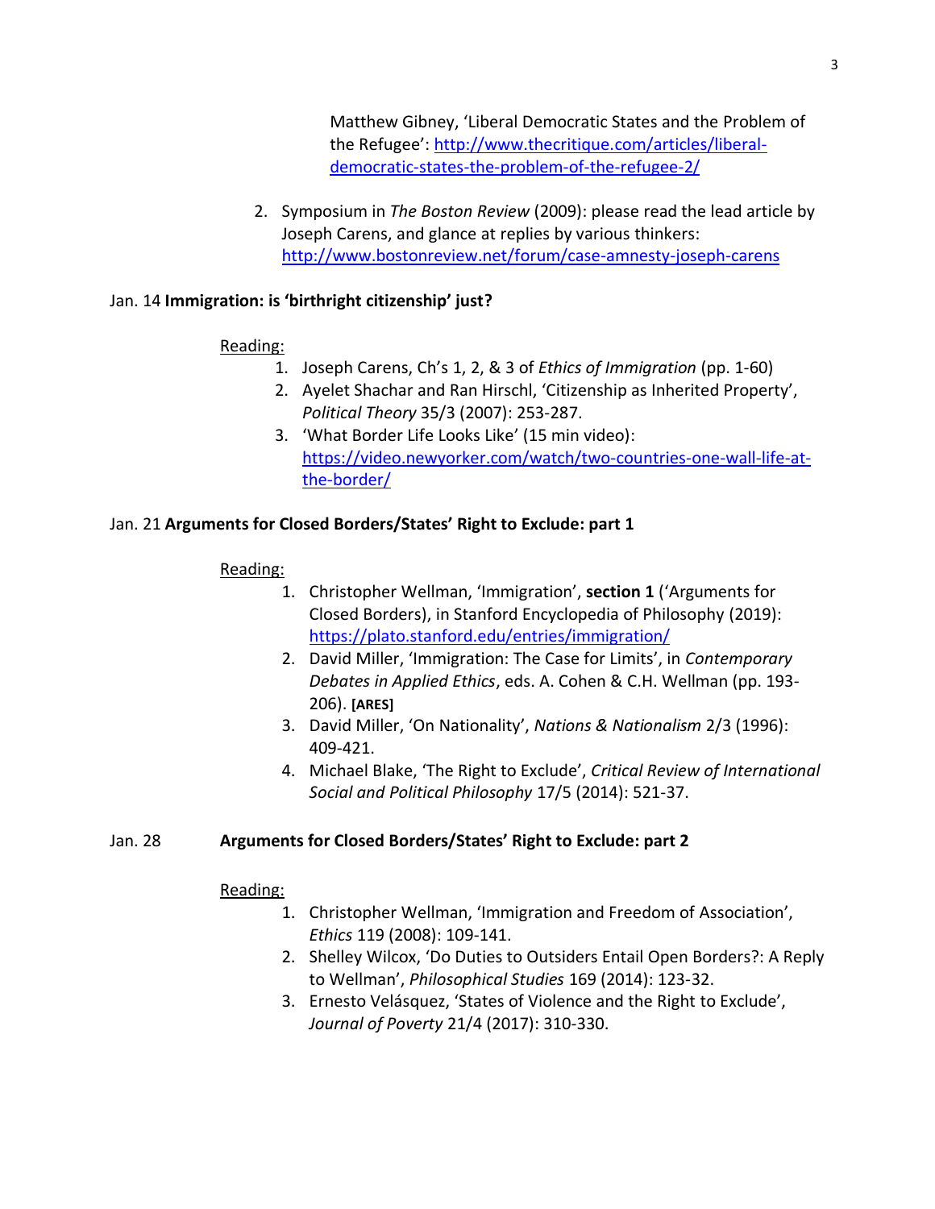Matthew Gibney, 'Liberal Democratic States and the Problem of the Refugee': [http://www.thecritique.com/articles/liberal-democratic-states-the-problem-of-the-refugee-2/](http://www.thecritique.com/articles/liberal-democratic-states-the-problem-of-the-refugee-2/)

2. Symposium in *The Boston Review* (2009): please read the lead article by Joseph Carens, and glance at replies by various thinkers: [http://www.bostonreview.net/forum/case-amnesty-joseph-carens](http://www.bostonreview.net/forum/case-amnesty-joseph-carens)

Jan. 14 **Immigration: is 'birthright citizenship' just?**

Reading:

1. Joseph Carens, Ch's 1, 2, & 3 of *Ethics of Immigration* (pp. 1-60)
2. Ayelet Shachar and Ran Hirschl, 'Citizenship as Inherited Property', *Political Theory* 35/3 (2007): 253-287.
3. 'What Border Life Looks Like' (15 min video): [https://video.newyorker.com/watch/two-countries-one-wall-life-at-the-border/](https://video.newyorker.com/watch/two-countries-one-wall-life-at-the-border/)

Jan. 21 **Arguments for Closed Borders/States' Right to Exclude: part 1**

Reading:

1. Christopher Wellman, 'Immigration', **section 1** ('Arguments for Closed Borders), in Stanford Encyclopedia of Philosophy (2019): [https://plato.stanford.edu/entries/immigration/](https://plato.stanford.edu/entries/immigration/)
2. David Miller, 'Immigration: The Case for Limits', in *Contemporary Debates in Applied Ethics*, eds. A. Cohen & C.H. Wellman (pp. 193-206). **[ARES]**
3. David Miller, 'On Nationality', *Nations & Nationalism* 2/3 (1996): 409-421.
4. Michael Blake, 'The Right to Exclude', *Critical Review of International Social and Political Philosophy* 17/5 (2014): 521-37.

Jan. 28 **Arguments for Closed Borders/States' Right to Exclude: part 2**

Reading:

1. Christopher Wellman, 'Immigration and Freedom of Association', *Ethics* 119 (2008): 109-141.
2. Shelley Wilcox, 'Do Duties to Outsiders Entail Open Borders?: A Reply to Wellman', *Philosophical Studies* 169 (2014): 123-32.
3. Ernesto Velásquez, 'States of Violence and the Right to Exclude', *Journal of Poverty* 21/4 (2017): 310-330.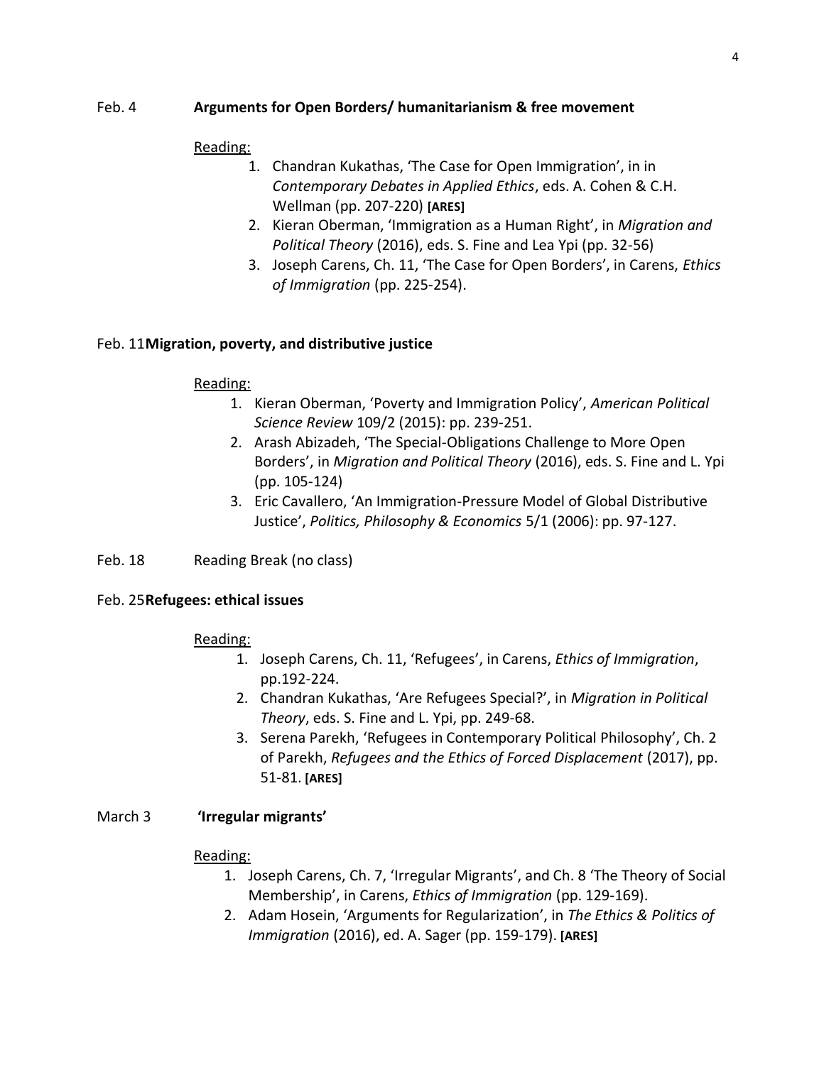Feb. 4 **Arguments for Open Borders/ humanitarianism & free movement**

Reading:

1. Chandran Kukathas, 'The Case for Open Immigration', in in *Contemporary Debates in Applied Ethics*, eds. A. Cohen & C.H. Wellman (pp. 207-220) **[ARES]**
2. Kieran Oberman, 'Immigration as a Human Right', in *Migration and Political Theory* (2016), eds. S. Fine and Lea Ypi (pp. 32-56)
3. Joseph Carens, Ch. 11, 'The Case for Open Borders', in Carens, *Ethics of Immigration* (pp. 225-254).

Feb. 11 **Migration, poverty, and distributive justice**

Reading:

1. Kieran Oberman, 'Poverty and Immigration Policy', *American Political Science Review* 109/2 (2015): pp. 239-251.
2. Arash Abizadeh, 'The Special-Obligations Challenge to More Open Borders', in *Migration and Political Theory* (2016), eds. S. Fine and L. Ypi (pp. 105-124)
3. Eric Cavallero, 'An Immigration-Pressure Model of Global Distributive Justice', *Politics, Philosophy & Economics* 5/1 (2006): pp. 97-127.

Feb. 18 Reading Break (no class)

Feb. 25 **Refugees: ethical issues**

Reading:

1. Joseph Carens, Ch. 11, 'Refugees', in Carens, *Ethics of Immigration*, pp.192-224.
2. Chandran Kukathas, 'Are Refugees Special?', in *Migration in Political Theory*, eds. S. Fine and L. Ypi, pp. 249-68.
3. Serena Parekh, 'Refugees in Contemporary Political Philosophy', Ch. 2 of Parekh, *Refugees and the Ethics of Forced Displacement* (2017), pp. 51-81. **[ARES]**

March 3 **'Irregular migrants'**

Reading:

1. Joseph Carens, Ch. 7, 'Irregular Migrants', and Ch. 8 'The Theory of Social Membership', in Carens, *Ethics of Immigration* (pp. 129-169).
2. Adam Hosein, 'Arguments for Regularization', in *The Ethics & Politics of Immigration* (2016), ed. A. Sager (pp. 159-179). **[ARES]**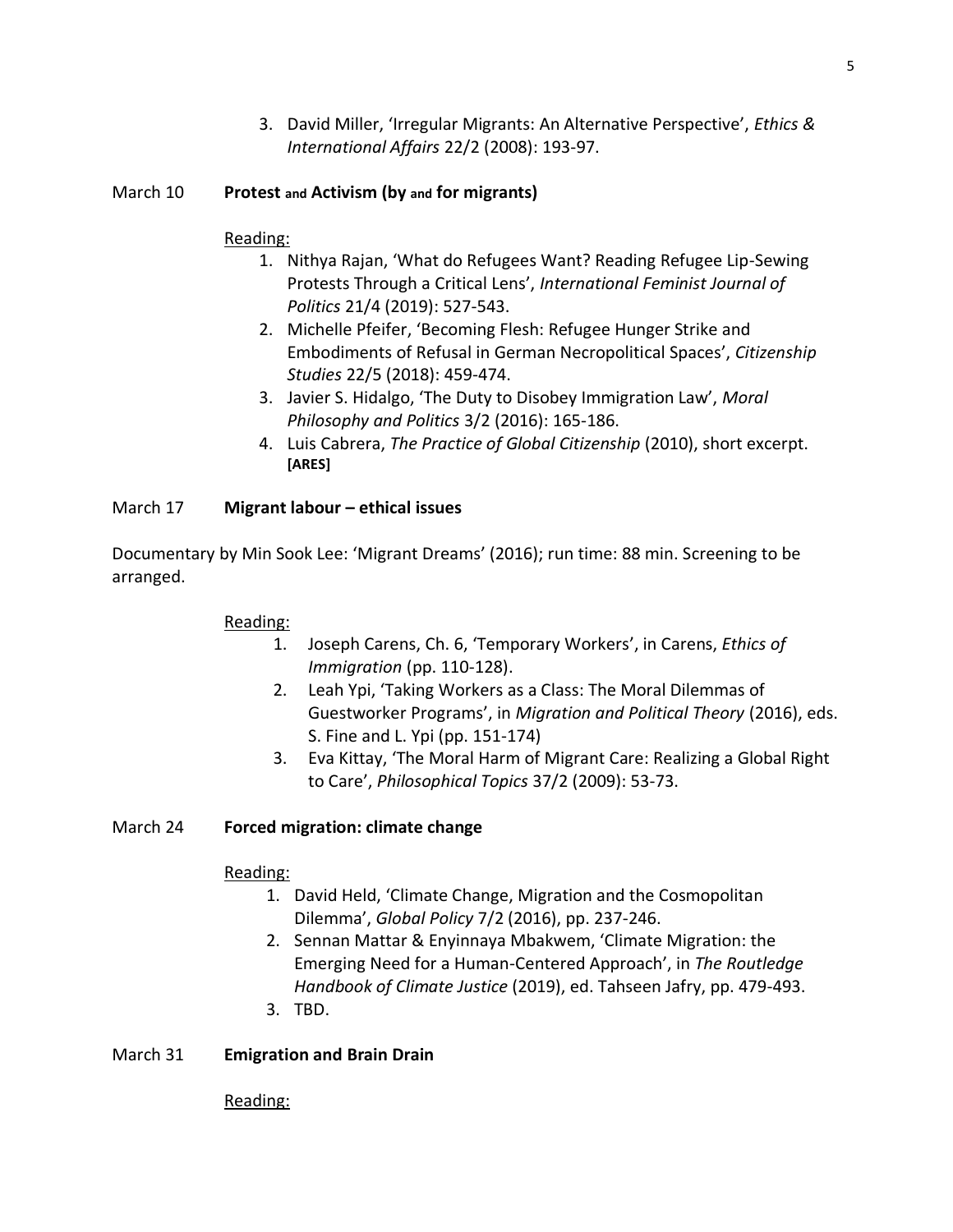3. David Miller, 'Irregular Migrants: An Alternative Perspective', *Ethics & International Affairs* 22/2 (2008): 193-97.

March 10 **Protest and Activism (by and for migrants)**

Reading:

1. Nithya Rajan, 'What do Refugees Want? Reading Refugee Lip-Sewing Protests Through a Critical Lens', *International Feminist Journal of Politics* 21/4 (2019): 527-543.
2. Michelle Pfeifer, 'Becoming Flesh: Refugee Hunger Strike and Embodiments of Refusal in German Necropolitical Spaces', *Citizenship Studies* 22/5 (2018): 459-474.
3. Javier S. Hidalgo, 'The Duty to Disobey Immigration Law', *Moral Philosophy and Politics* 3/2 (2016): 165-186.
4. Luis Cabrera, *The Practice of Global Citizenship* (2010), short excerpt. **[ARES]**

March 17 **Migrant labour – ethical issues**

Documentary by Min Sook Lee: 'Migrant Dreams' (2016); run time: 88 min. Screening to be arranged.

Reading:

1. Joseph Carens, Ch. 6, 'Temporary Workers', in Carens, *Ethics of Immigration* (pp. 110-128).
2. Leah Ypi, 'Taking Workers as a Class: The Moral Dilemmas of Guestworker Programs', in *Migration and Political Theory* (2016), eds. S. Fine and L. Ypi (pp. 151-174)
3. Eva Kittay, 'The Moral Harm of Migrant Care: Realizing a Global Right to Care', *Philosophical Topics* 37/2 (2009): 53-73.

March 24 **Forced migration: climate change**

Reading:

1. David Held, 'Climate Change, Migration and the Cosmopolitan Dilemma', *Global Policy* 7/2 (2016), pp. 237-246.
2. Sennan Mattar & Enyinnaya Mbakwem, 'Climate Migration: the Emerging Need for a Human-Centered Approach', in *The Routledge Handbook of Climate Justice* (2019), ed. Tahseen Jafry, pp. 479-493.
3. TBD.

March 31 **Emigration and Brain Drain**

Reading: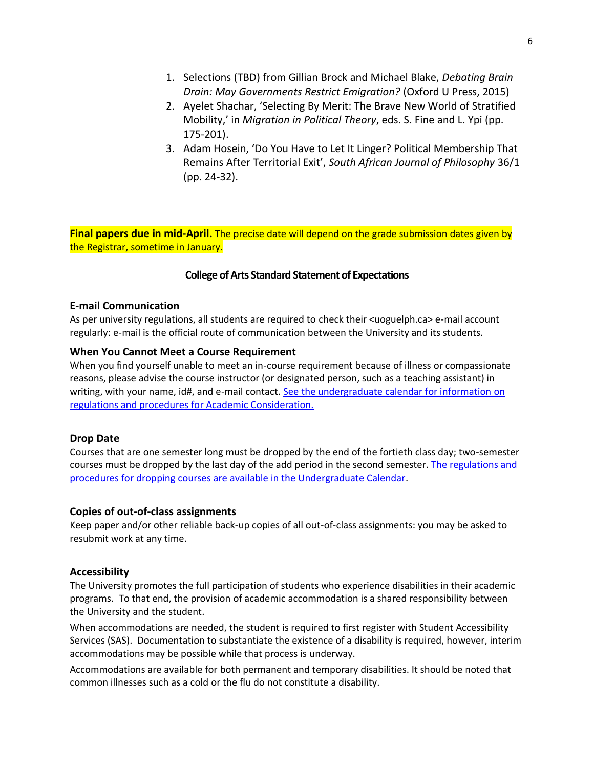1. Selections (TBD) from Gillian Brock and Michael Blake, *Debating Brain Drain: May Governments Restrict Emigration?* (Oxford U Press, 2015)
2. Ayelet Shachar, 'Selecting By Merit: The Brave New World of Stratified Mobility,' in *Migration in Political Theory*, eds. S. Fine and L. Ypi (pp. 175-201).
3. Adam Hosein, 'Do You Have to Let It Linger? Political Membership That Remains After Territorial Exit', *South African Journal of Philosophy* 36/1 (pp. 24-32).

**Final papers due in mid-April.** The precise date will depend on the grade submission dates given by the Registrar, sometime in January.

**College of Arts Standard Statement of Expectations**

### E-mail Communication

As per university regulations, all students are required to check their <uoguelph.ca> e-mail account regularly: e-mail is the official route of communication between the University and its students.

### When You Cannot Meet a Course Requirement

When you find yourself unable to meet an in-course requirement because of illness or compassionate reasons, please advise the course instructor (or designated person, such as a teaching assistant) in writing, with your name, id#, and e-mail contact. See the undergraduate calendar for information on regulations and procedures for Academic Consideration.

### Drop Date

Courses that are one semester long must be dropped by the end of the fortieth class day; two-semester courses must be dropped by the last day of the add period in the second semester. The regulations and procedures for dropping courses are available in the Undergraduate Calendar.

### Copies of out-of-class assignments

Keep paper and/or other reliable back-up copies of all out-of-class assignments: you may be asked to resubmit work at any time.

### Accessibility

The University promotes the full participation of students who experience disabilities in their academic programs. To that end, the provision of academic accommodation is a shared responsibility between the University and the student.

When accommodations are needed, the student is required to first register with Student Accessibility Services (SAS). Documentation to substantiate the existence of a disability is required, however, interim accommodations may be possible while that process is underway.

Accommodations are available for both permanent and temporary disabilities. It should be noted that common illnesses such as a cold or the flu do not constitute a disability.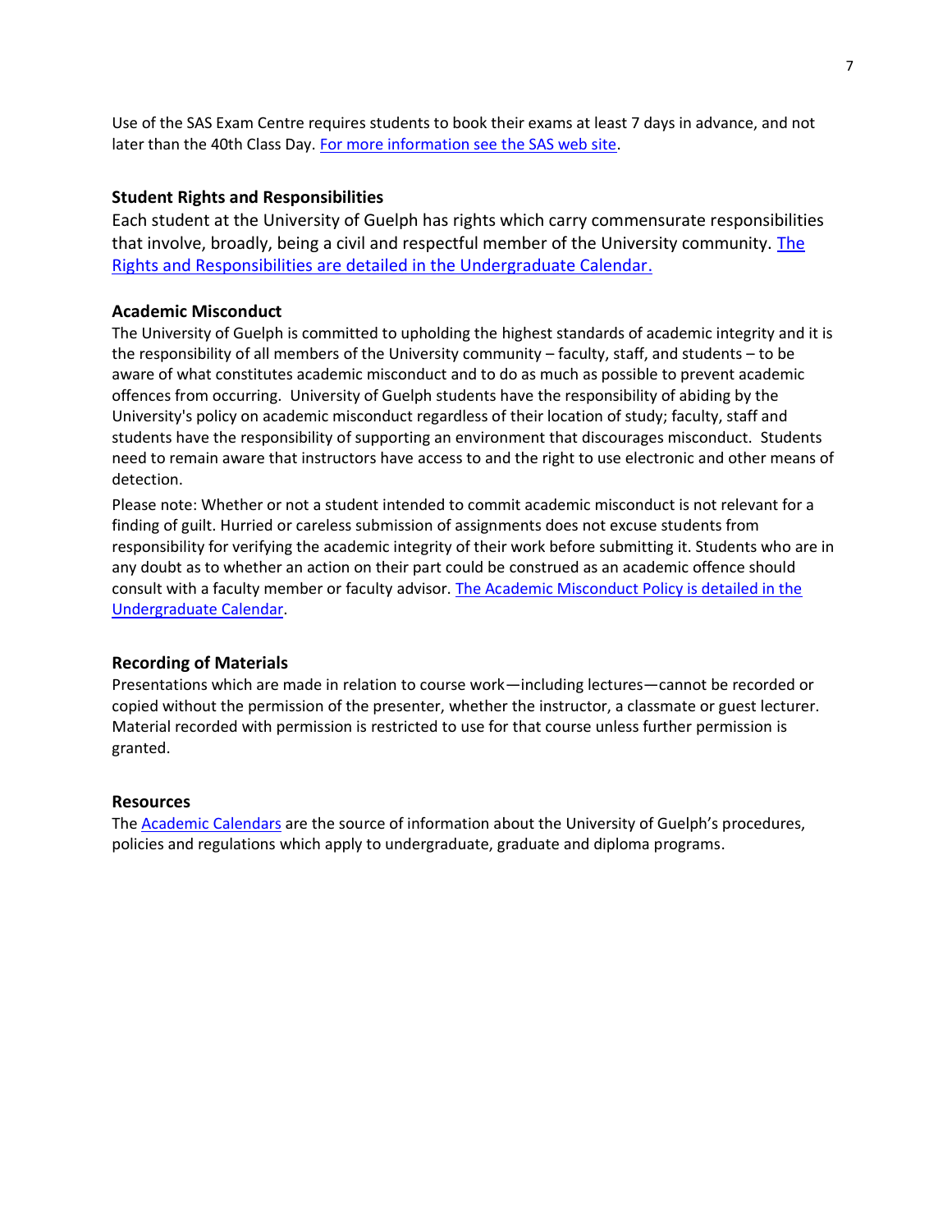Use of the SAS Exam Centre requires students to book their exams at least 7 days in advance, and not later than the 40th Class Day. For more information see the SAS web site.

### Student Rights and Responsibilities

Each student at the University of Guelph has rights which carry commensurate responsibilities that involve, broadly, being a civil and respectful member of the University community. The Rights and Responsibilities are detailed in the Undergraduate Calendar.

### Academic Misconduct

The University of Guelph is committed to upholding the highest standards of academic integrity and it is the responsibility of all members of the University community – faculty, staff, and students – to be aware of what constitutes academic misconduct and to do as much as possible to prevent academic offences from occurring. University of Guelph students have the responsibility of abiding by the University's policy on academic misconduct regardless of their location of study; faculty, staff and students have the responsibility of supporting an environment that discourages misconduct. Students need to remain aware that instructors have access to and the right to use electronic and other means of detection.

Please note: Whether or not a student intended to commit academic misconduct is not relevant for a finding of guilt. Hurried or careless submission of assignments does not excuse students from responsibility for verifying the academic integrity of their work before submitting it. Students who are in any doubt as to whether an action on their part could be construed as an academic offence should consult with a faculty member or faculty advisor. The Academic Misconduct Policy is detailed in the Undergraduate Calendar.

### Recording of Materials

Presentations which are made in relation to course work—including lectures—cannot be recorded or copied without the permission of the presenter, whether the instructor, a classmate or guest lecturer. Material recorded with permission is restricted to use for that course unless further permission is granted.

### Resources

The Academic Calendars are the source of information about the University of Guelph's procedures, policies and regulations which apply to undergraduate, graduate and diploma programs.